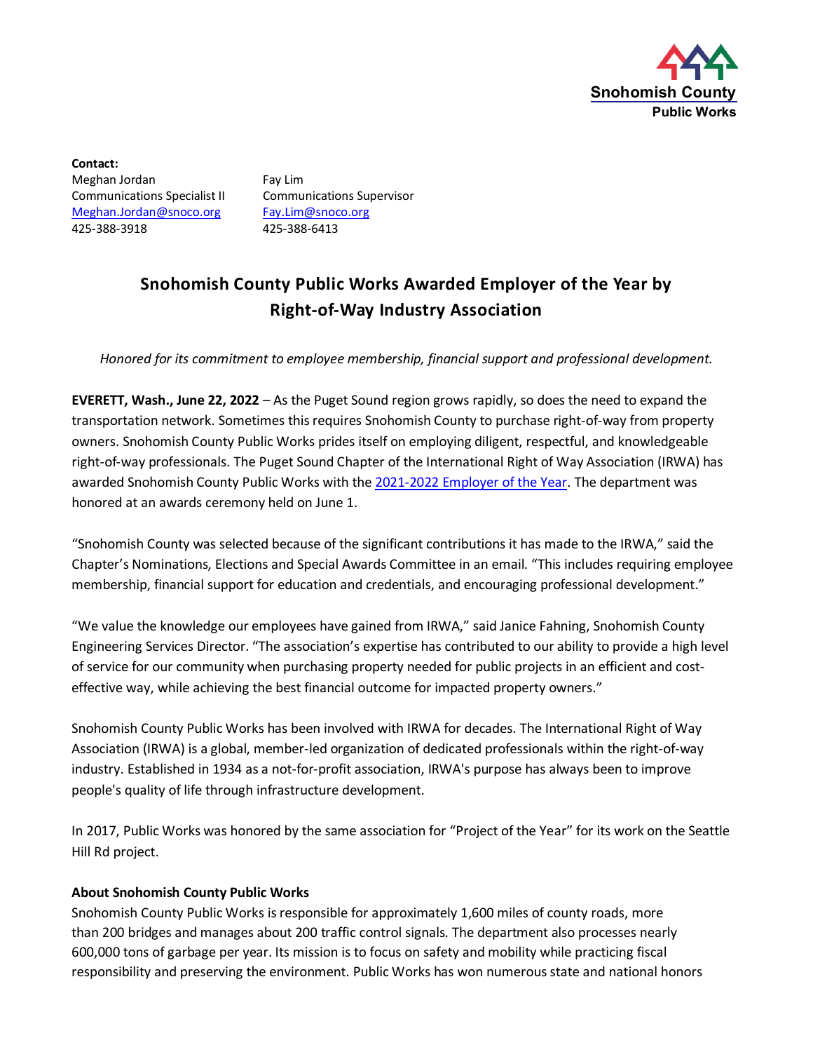Snohomish County
Public Works

**Contact:**

Meghan Jordan
Communications Specialist II
Meghan.Jordan@snoco.org
425-388-3918

Fay Lim
Communications Supervisor
Fay.Lim@snoco.org
425-388-6413

# Snohomish County Public Works Awarded Employer of the Year by Right-of-Way Industry Association

*Honored for its commitment to employee membership, financial support and professional development.*

**EVERETT, Wash., June 22, 2022** – As the Puget Sound region grows rapidly, so does the need to expand the transportation network. Sometimes this requires Snohomish County to purchase right-of-way from property owners. Snohomish County Public Works prides itself on employing diligent, respectful, and knowledgeable right-of-way professionals. The Puget Sound Chapter of the International Right of Way Association (IRWA) has awarded Snohomish County Public Works with the 2021-2022 Employer of the Year. The department was honored at an awards ceremony held on June 1.

"Snohomish County was selected because of the significant contributions it has made to the IRWA," said the Chapter's Nominations, Elections and Special Awards Committee in an email. "This includes requiring employee membership, financial support for education and credentials, and encouraging professional development."

"We value the knowledge our employees have gained from IRWA," said Janice Fahning, Snohomish County Engineering Services Director. "The association's expertise has contributed to our ability to provide a high level of service for our community when purchasing property needed for public projects in an efficient and cost-effective way, while achieving the best financial outcome for impacted property owners."

Snohomish County Public Works has been involved with IRWA for decades. The International Right of Way Association (IRWA) is a global, member-led organization of dedicated professionals within the right-of-way industry. Established in 1934 as a not-for-profit association, IRWA's purpose has always been to improve people's quality of life through infrastructure development.

In 2017, Public Works was honored by the same association for "Project of the Year" for its work on the Seattle Hill Rd project.

**About Snohomish County Public Works**

Snohomish County Public Works is responsible for approximately 1,600 miles of county roads, more than 200 bridges and manages about 200 traffic control signals. The department also processes nearly 600,000 tons of garbage per year. Its mission is to focus on safety and mobility while practicing fiscal responsibility and preserving the environment. Public Works has won numerous state and national honors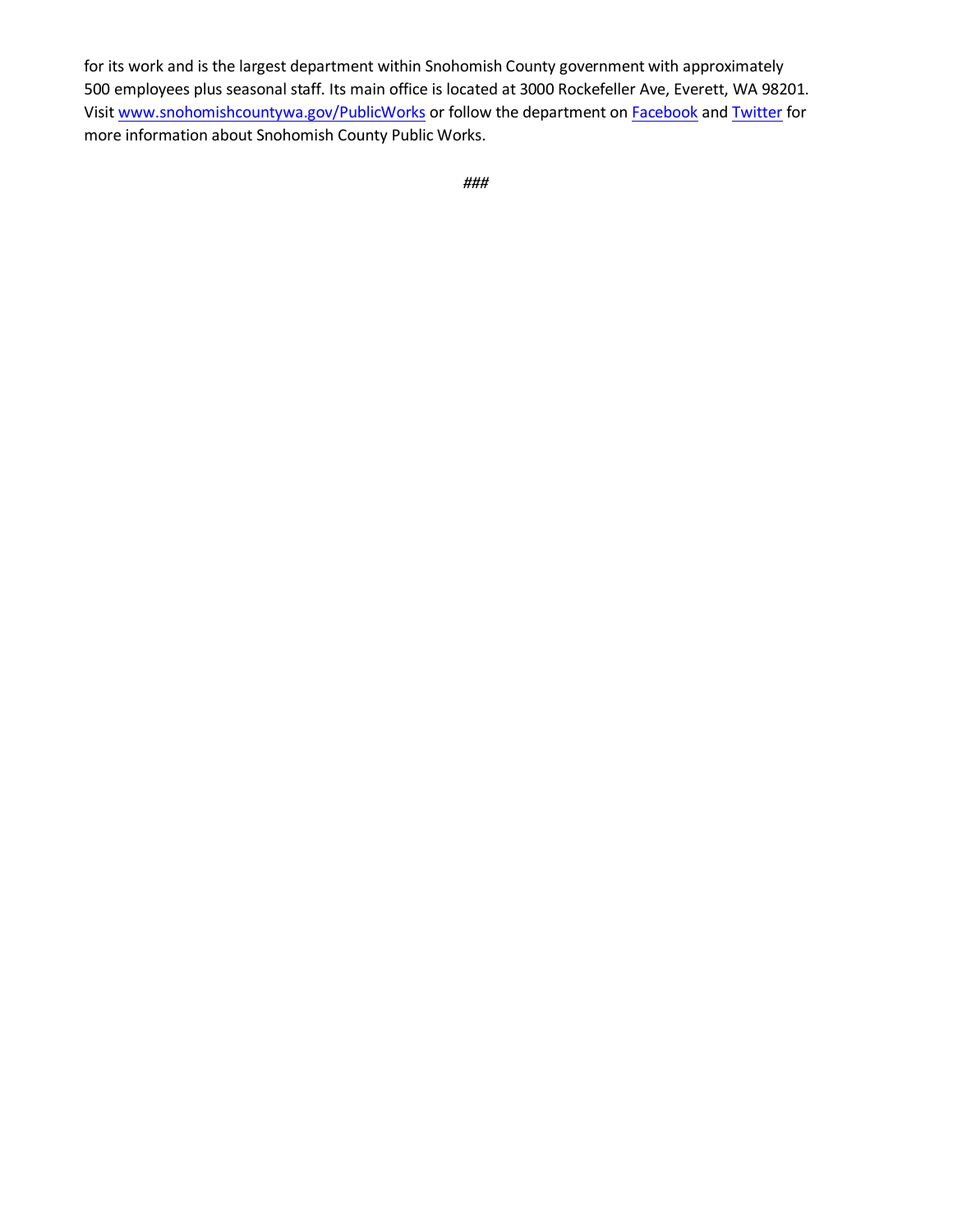for its work and is the largest department within Snohomish County government with approximately 500 employees plus seasonal staff. Its main office is located at 3000 Rockefeller Ave, Everett, WA 98201. Visit [www.snohomishcountywa.gov/PublicWorks](www.snohomishcountywa.gov/PublicWorks) or follow the department on [Facebook]() and [Twitter]() for more information about Snohomish County Public Works.

###